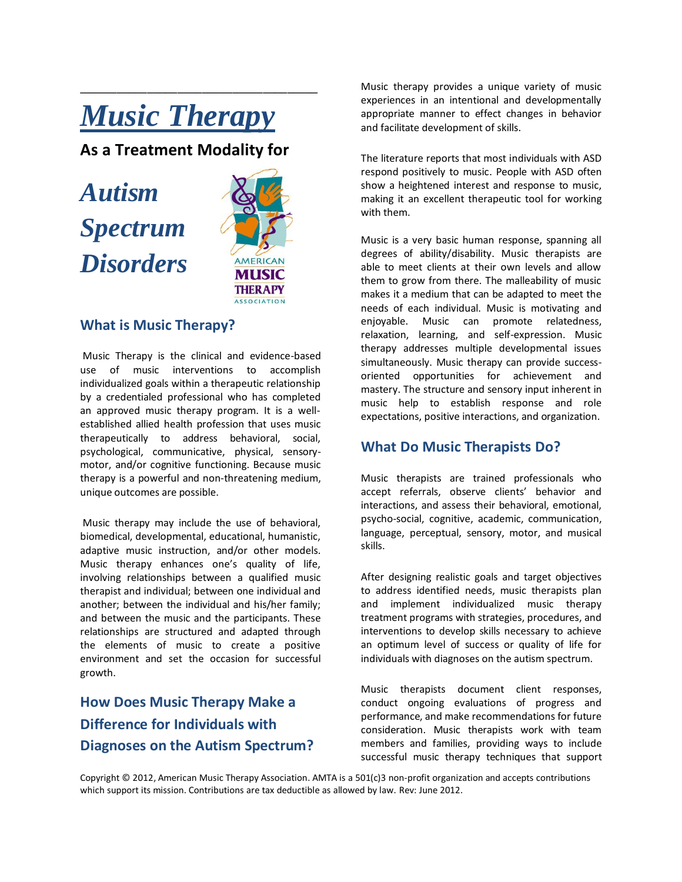# *Music Therapy*

**As a Treatment Modality for**

# *Autism Spectrum Disorders*

AMERICAN MUSIC THERAPY ASSOCIATION

## What is Music Therapy?

Music Therapy is the clinical and evidence-based use of music interventions to accomplish individualized goals within a therapeutic relationship by a credentialed professional who has completed an approved music therapy program. It is a well-established allied health profession that uses music therapeutically to address behavioral, social, psychological, communicative, physical, sensory-motor, and/or cognitive functioning. Because music therapy is a powerful and non-threatening medium, unique outcomes are possible.

Music therapy may include the use of behavioral, biomedical, developmental, educational, humanistic, adaptive music instruction, and/or other models. Music therapy enhances one's quality of life, involving relationships between a qualified music therapist and individual; between one individual and another; between the individual and his/her family; and between the music and the participants. These relationships are structured and adapted through the elements of music to create a positive environment and set the occasion for successful growth.

## How Does Music Therapy Make a Difference for Individuals with Diagnoses on the Autism Spectrum?

Music therapy provides a unique variety of music experiences in an intentional and developmentally appropriate manner to effect changes in behavior and facilitate development of skills.

The literature reports that most individuals with ASD respond positively to music. People with ASD often show a heightened interest and response to music, making it an excellent therapeutic tool for working with them.

Music is a very basic human response, spanning all degrees of ability/disability. Music therapists are able to meet clients at their own levels and allow them to grow from there. The malleability of music makes it a medium that can be adapted to meet the needs of each individual. Music is motivating and enjoyable. Music can promote relatedness, relaxation, learning, and self-expression. Music therapy addresses multiple developmental issues simultaneously. Music therapy can provide success-oriented opportunities for achievement and mastery. The structure and sensory input inherent in music help to establish response and role expectations, positive interactions, and organization.

## What Do Music Therapists Do?

Music therapists are trained professionals who accept referrals, observe clients' behavior and interactions, and assess their behavioral, emotional, psycho-social, cognitive, academic, communication, language, perceptual, sensory, motor, and musical skills.

After designing realistic goals and target objectives to address identified needs, music therapists plan and implement individualized music therapy treatment programs with strategies, procedures, and interventions to develop skills necessary to achieve an optimum level of success or quality of life for individuals with diagnoses on the autism spectrum.

Music therapists document client responses, conduct ongoing evaluations of progress and performance, and make recommendations for future consideration. Music therapists work with team members and families, providing ways to include successful music therapy techniques that support

Copyright © 2012, American Music Therapy Association. AMTA is a 501(c)3 non-profit organization and accepts contributions which support its mission. Contributions are tax deductible as allowed by law. Rev: June 2012.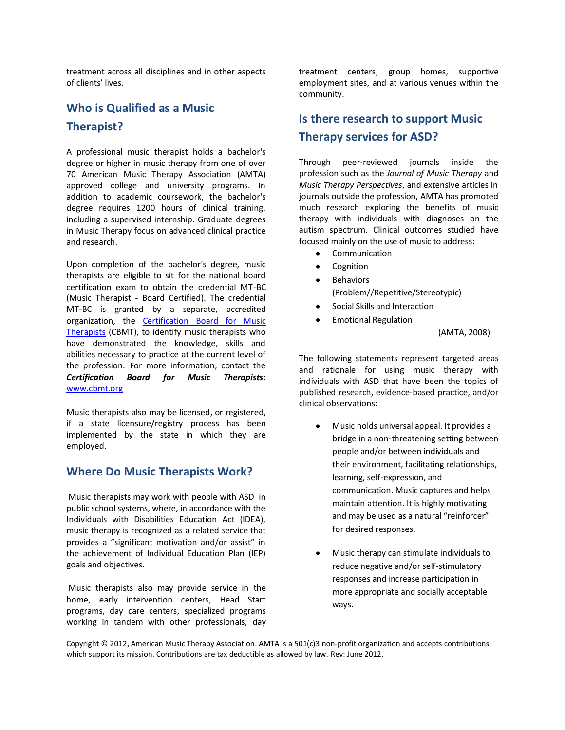treatment across all disciplines and in other aspects of clients' lives.

## Who is Qualified as a Music Therapist?

A professional music therapist holds a bachelor's degree or higher in music therapy from one of over 70 American Music Therapy Association (AMTA) approved college and university programs. In addition to academic coursework, the bachelor's degree requires 1200 hours of clinical training, including a supervised internship. Graduate degrees in Music Therapy focus on advanced clinical practice and research.

Upon completion of the bachelor's degree, music therapists are eligible to sit for the national board certification exam to obtain the credential MT-BC (Music Therapist - Board Certified). The credential MT-BC is granted by a separate, accredited organization, the [Certification Board for Music Therapists](http://www.cbmt.org) (CBMT), to identify music therapists who have demonstrated the knowledge, skills and abilities necessary to practice at the current level of the profession. For more information, contact the ***Certification Board for Music Therapists***: [www.cbmt.org](http://www.cbmt.org)

Music therapists also may be licensed, or registered, if a state licensure/registry process has been implemented by the state in which they are employed.

## Where Do Music Therapists Work?

Music therapists may work with people with ASD in public school systems, where, in accordance with the Individuals with Disabilities Education Act (IDEA), music therapy is recognized as a related service that provides a "significant motivation and/or assist" in the achievement of Individual Education Plan (IEP) goals and objectives.

Music therapists also may provide service in the home, early intervention centers, Head Start programs, day care centers, specialized programs working in tandem with other professionals, day treatment centers, group homes, supportive employment sites, and at various venues within the community.

## Is there research to support Music Therapy services for ASD?

Through peer-reviewed journals inside the profession such as the *Journal of Music Therapy* and *Music Therapy Perspectives*, and extensive articles in journals outside the profession, AMTA has promoted much research exploring the benefits of music therapy with individuals with diagnoses on the autism spectrum. Clinical outcomes studied have focused mainly on the use of music to address:

- Communication
- Cognition
- Behaviors (Problem//Repetitive/Stereotypic)
- Social Skills and Interaction
- Emotional Regulation

(AMTA, 2008)

The following statements represent targeted areas and rationale for using music therapy with individuals with ASD that have been the topics of published research, evidence-based practice, and/or clinical observations:

- Music holds universal appeal. It provides a bridge in a non-threatening setting between people and/or between individuals and their environment, facilitating relationships, learning, self-expression, and communication. Music captures and helps maintain attention. It is highly motivating and may be used as a natural "reinforcer" for desired responses.

- Music therapy can stimulate individuals to reduce negative and/or self-stimulatory responses and increase participation in more appropriate and socially acceptable ways.

Copyright © 2012, American Music Therapy Association. AMTA is a 501(c)3 non-profit organization and accepts contributions which support its mission. Contributions are tax deductible as allowed by law. Rev: June 2012.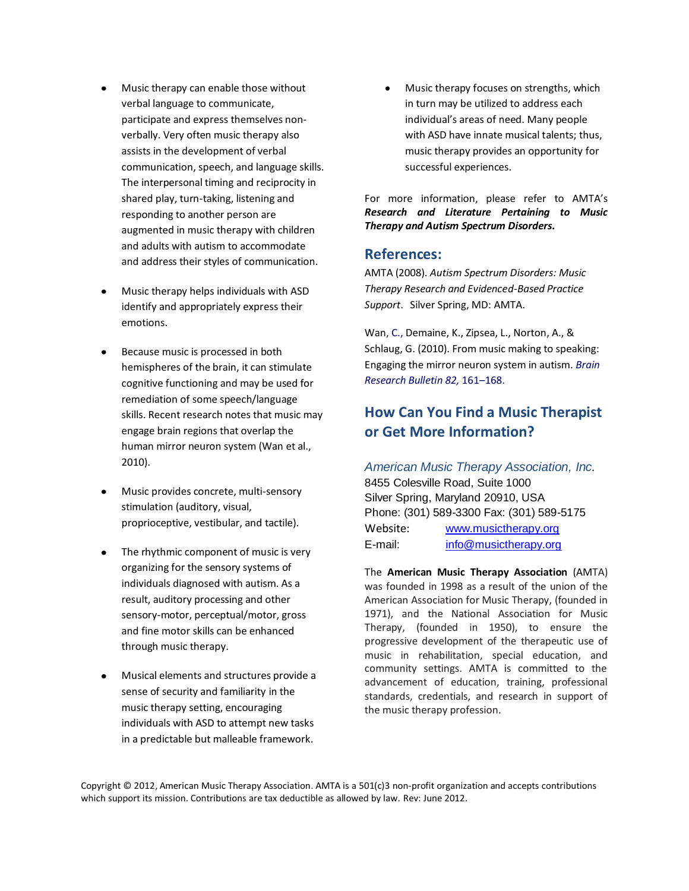- Music therapy can enable those without verbal language to communicate, participate and express themselves non-verbally. Very often music therapy also assists in the development of verbal communication, speech, and language skills. The interpersonal timing and reciprocity in shared play, turn-taking, listening and responding to another person are augmented in music therapy with children and adults with autism to accommodate and address their styles of communication.

- Music therapy helps individuals with ASD identify and appropriately express their emotions.

- Because music is processed in both hemispheres of the brain, it can stimulate cognitive functioning and may be used for remediation of some speech/language skills. Recent research notes that music may engage brain regions that overlap the human mirror neuron system (Wan et al., 2010).

- Music provides concrete, multi-sensory stimulation (auditory, visual, proprioceptive, vestibular, and tactile).

- The rhythmic component of music is very organizing for the sensory systems of individuals diagnosed with autism. As a result, auditory processing and other sensory-motor, perceptual/motor, gross and fine motor skills can be enhanced through music therapy.

- Musical elements and structures provide a sense of security and familiarity in the music therapy setting, encouraging individuals with ASD to attempt new tasks in a predictable but malleable framework.

- Music therapy focuses on strengths, which in turn may be utilized to address each individual's areas of need. Many people with ASD have innate musical talents; thus, music therapy provides an opportunity for successful experiences.

For more information, please refer to AMTA's ***Research and Literature Pertaining to Music Therapy and Autism Spectrum Disorders.***

## References:

AMTA (2008). *Autism Spectrum Disorders: Music Therapy Research and Evidenced-Based Practice Support*. Silver Spring, MD: AMTA.

Wan, C., Demaine, K., Zipsea, L., Norton, A., & Schlaug, G. (2010). From music making to speaking: Engaging the mirror neuron system in autism. *Brain Research Bulletin 82,* 161–168.

## How Can You Find a Music Therapist or Get More Information?

*American Music Therapy Association, Inc.*
8455 Colesville Road, Suite 1000
Silver Spring, Maryland 20910, USA
Phone: (301) 589-3300 Fax: (301) 589-5175
Website: www.musictherapy.org
E-mail: info@musictherapy.org

The **American Music Therapy Association** (AMTA) was founded in 1998 as a result of the union of the American Association for Music Therapy, (founded in 1971), and the National Association for Music Therapy, (founded in 1950), to ensure the progressive development of the therapeutic use of music in rehabilitation, special education, and community settings. AMTA is committed to the advancement of education, training, professional standards, credentials, and research in support of the music therapy profession.

Copyright © 2012, American Music Therapy Association. AMTA is a 501(c)3 non-profit organization and accepts contributions which support its mission. Contributions are tax deductible as allowed by law. Rev: June 2012.